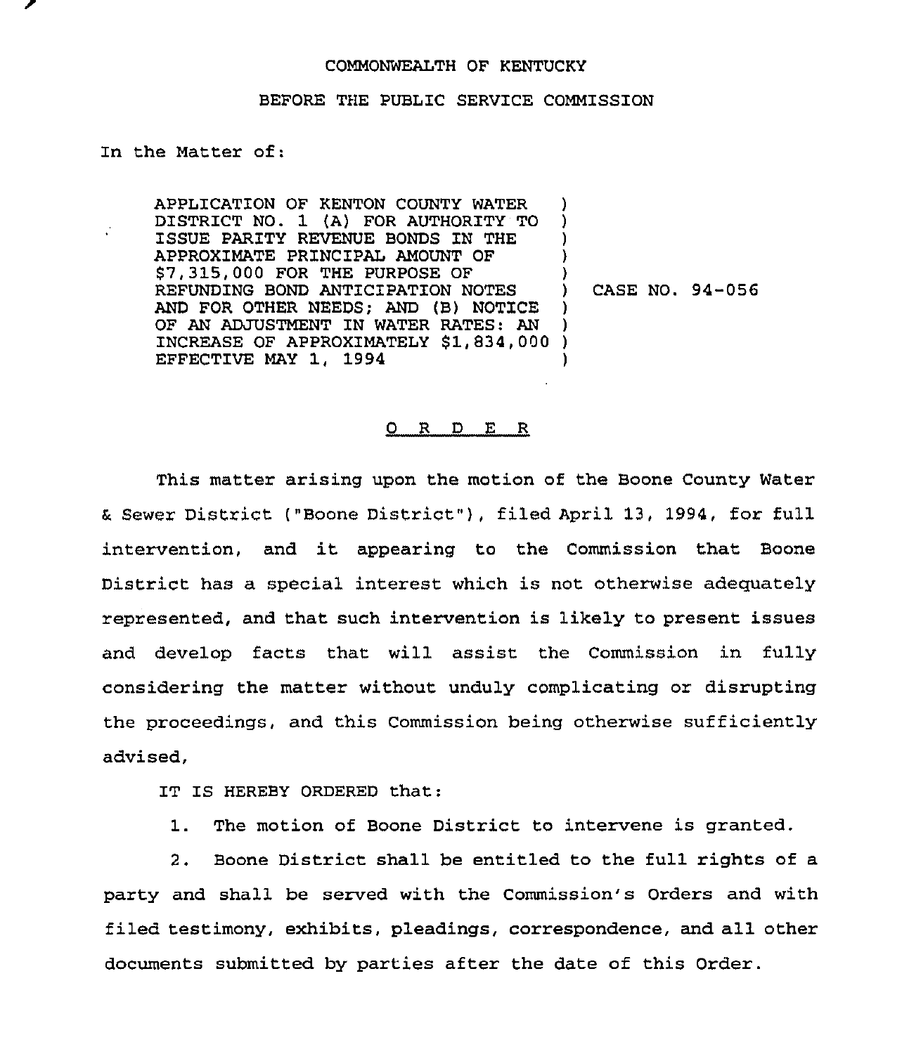COMMONWEALTH OF KENTUCKY

BEFORE THE PUBLIC SERVICE COMMISSION

In the Matter of:

| | | |
|---|---|---|
| APPLICATION OF KENTON COUNTY WATER DISTRICT NO. 1 (A) FOR AUTHORITY TO ISSUE PARITY REVENUE BONDS IN THE APPROXIMATE PRINCIPAL AMOUNT OF $7,315,000 FOR THE PURPOSE OF REFUNDING BOND ANTICIPATION NOTES AND FOR OTHER NEEDS; AND (B) NOTICE OF AN ADJUSTMENT IN WATER RATES: AN INCREASE OF APPROXIMATELY $1,834,000 EFFECTIVE MAY 1, 1994 | ) | CASE NO. 94-056 |

## O R D E R

This matter arising upon the motion of the Boone County Water & Sewer District ("Boone District"), filed April 13, 1994, for full intervention, and it appearing to the Commission that Boone District has a special interest which is not otherwise adequately represented, and that such intervention is likely to present issues and develop facts that will assist the Commission in fully considering the matter without unduly complicating or disrupting the proceedings, and this Commission being otherwise sufficiently advised,

IT IS HEREBY ORDERED that:

1. The motion of Boone District to intervene is granted.

2. Boone District shall be entitled to the full rights of a party and shall be served with the Commission's Orders and with filed testimony, exhibits, pleadings, correspondence, and all other documents submitted by parties after the date of this Order.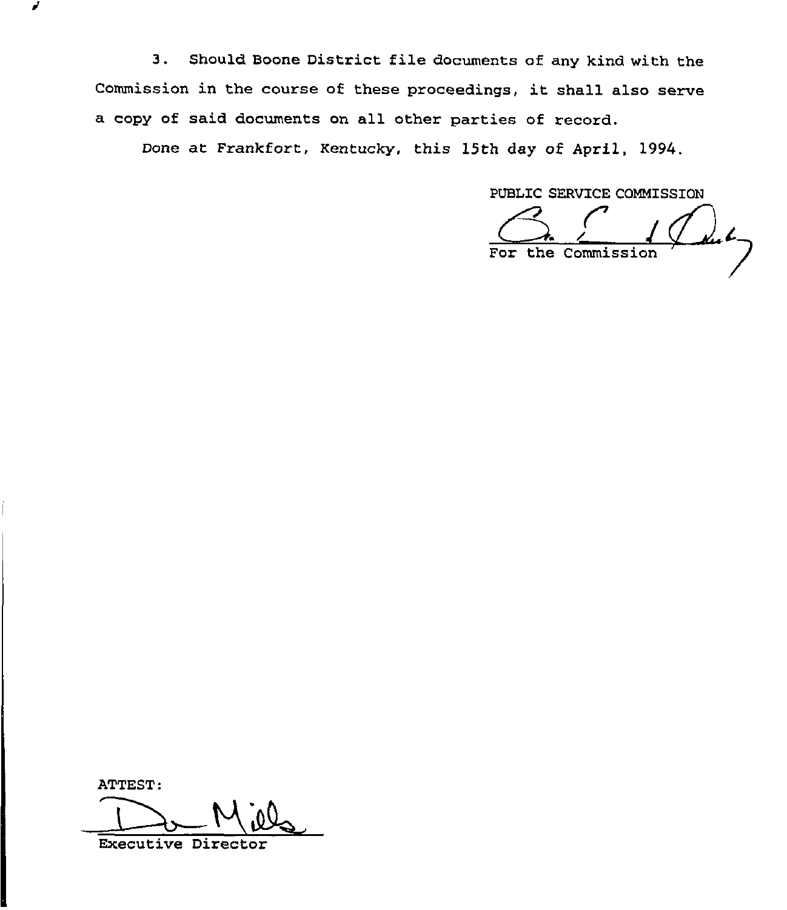3. Should Boone District file documents of any kind with the Commission in the course of these proceedings, it shall also serve a copy of said documents on all other parties of record.

Done at Frankfort, Kentucky, this 15th day of April, 1994.

PUBLIC SERVICE COMMISSION

For the Commission

ATTEST:

Executive Director